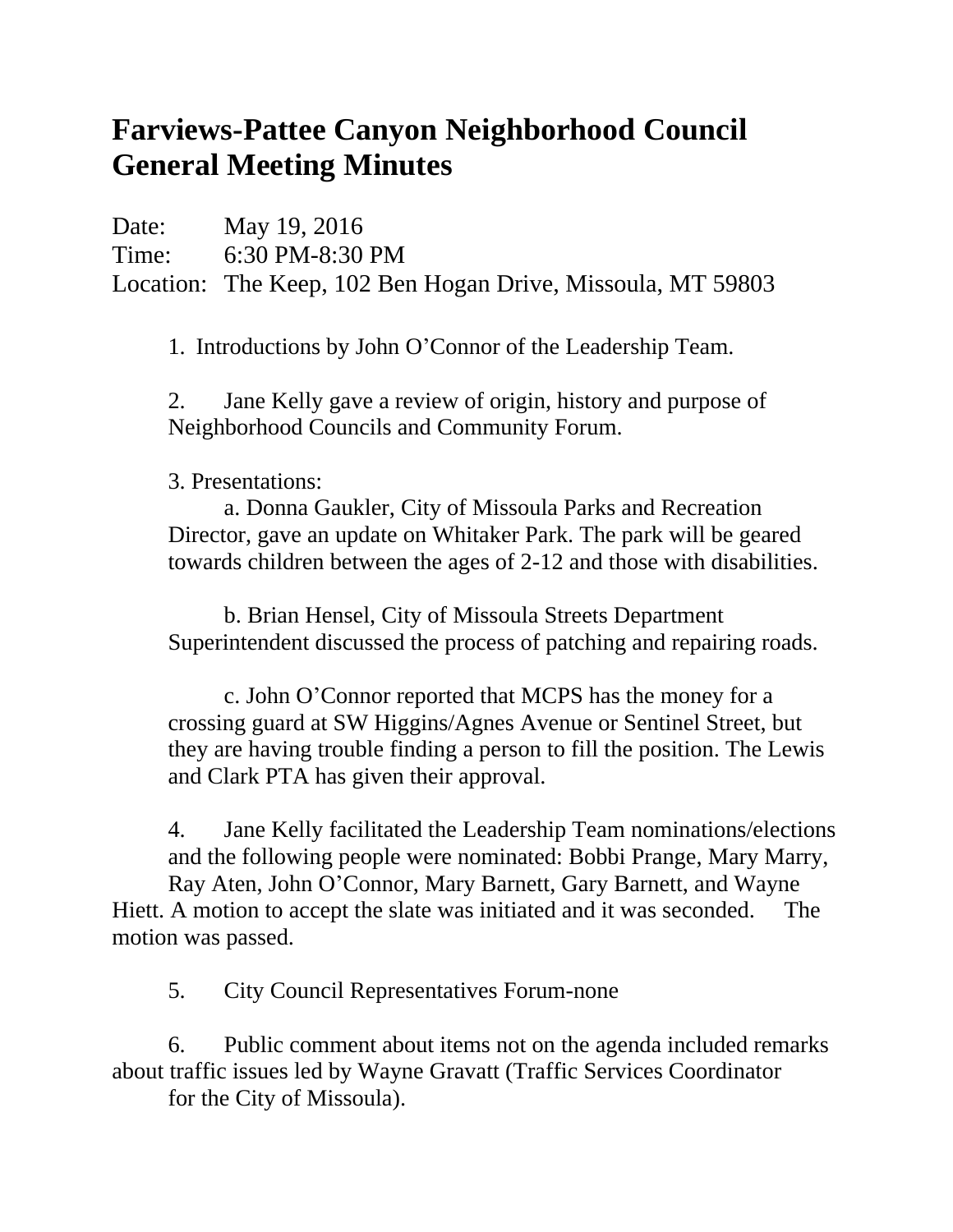# Farviews-Pattee Canyon Neighborhood Council General Meeting Minutes

Date: May 19, 2016
Time: 6:30 PM-8:30 PM
Location: The Keep, 102 Ben Hogan Drive, Missoula, MT 59803

1. Introductions by John O'Connor of the Leadership Team.

2. Jane Kelly gave a review of origin, history and purpose of Neighborhood Councils and Community Forum.

3. Presentations:

   a. Donna Gaukler, City of Missoula Parks and Recreation Director, gave an update on Whitaker Park. The park will be geared towards children between the ages of 2-12 and those with disabilities.

   b. Brian Hensel, City of Missoula Streets Department Superintendent discussed the process of patching and repairing roads.

   c. John O'Connor reported that MCPS has the money for a crossing guard at SW Higgins/Agnes Avenue or Sentinel Street, but they are having trouble finding a person to fill the position. The Lewis and Clark PTA has given their approval.

4. Jane Kelly facilitated the Leadership Team nominations/elections and the following people were nominated: Bobbi Prange, Mary Marry, Ray Aten, John O'Connor, Mary Barnett, Gary Barnett, and Wayne Hiett. A motion to accept the slate was initiated and it was seconded. The motion was passed.

5. City Council Representatives Forum-none

6. Public comment about items not on the agenda included remarks about traffic issues led by Wayne Gravatt (Traffic Services Coordinator for the City of Missoula).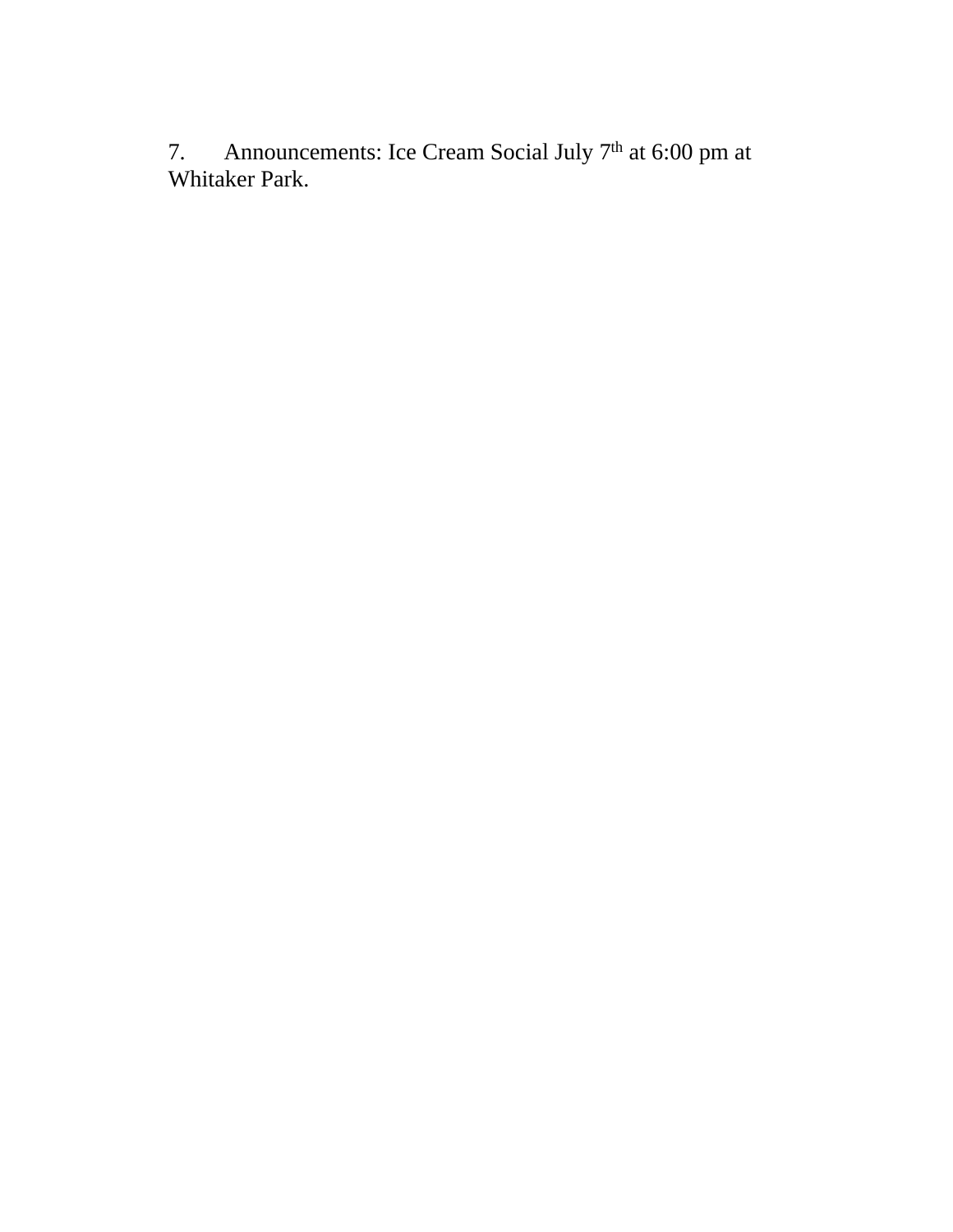7. Announcements: Ice Cream Social July 7th at 6:00 pm at Whitaker Park.